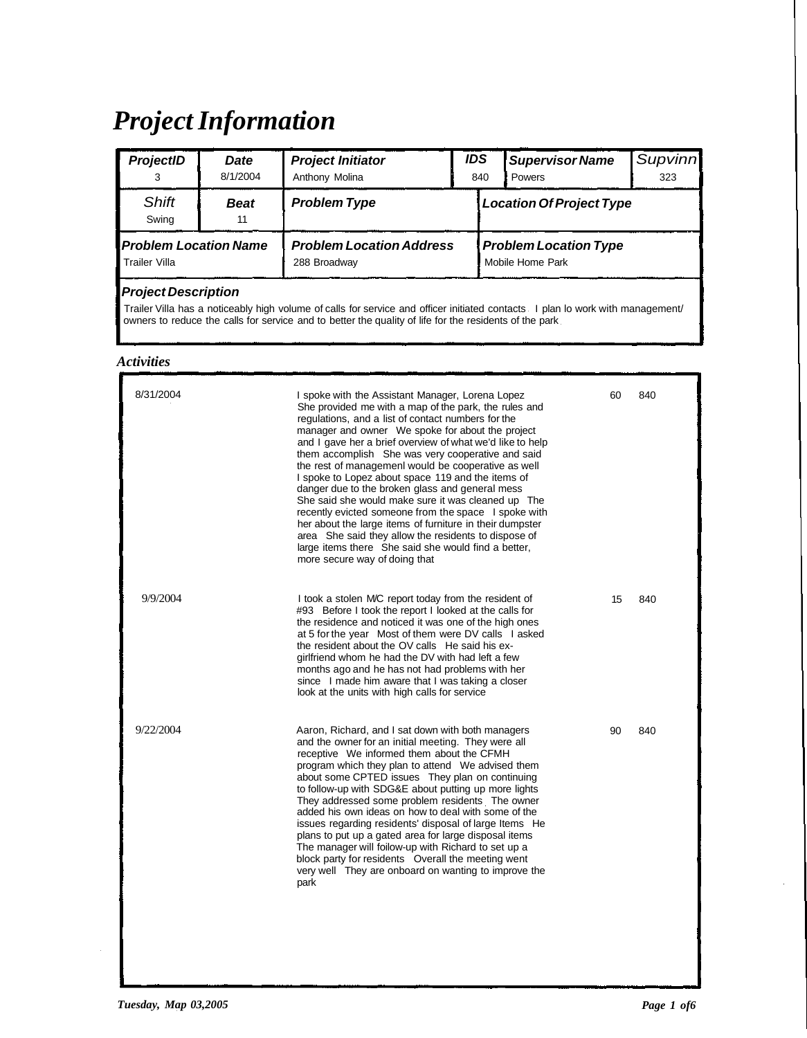# Project Information

| ProjectID | Date | Project Initiator | IDS | Supervisor Name | Supvinn |
|---|---|---|---|---|---|
| 3 | 8/1/2004 | Anthony Molina | 840 | Powers | 323 |

| Shift | Beat | Problem Type | Location Of Project Type |
|---|---|---|---|
| Swing | 11 | | |

| Problem Location Name | Problem Location Address | Problem Location Type |
|---|---|---|
| Trailer Villa | 288 Broadway | Mobile Home Park |

**Project Description**

Trailer Villa has a noticeably high volume of calls for service and officer initiated contacts. I plan lo work with management/ owners to reduce the calls for service and to better the quality of life for the residents of the park.

### Activities

| Date | Activity | Minutes | ID |
|---|---|---|---|
| 8/31/2004 | I spoke with the Assistant Manager, Lorena Lopez She provided me with a map of the park, the rules and regulations, and a list of contact numbers for the manager and owner We spoke for about the project and I gave her a brief overview of what we'd like to help them accomplish She was very cooperative and said the rest of managemenl would be cooperative as well I spoke to Lopez about space 119 and the items of danger due to the broken glass and general mess She said she would make sure it was cleaned up The recently evicted someone from the space I spoke with her about the large items of furniture in their dumpster area She said they allow the residents to dispose of large items there She said she would find a better, more secure way of doing that | 60 | 840 |
| 9/9/2004 | I took a stolen M/C report today from the resident of #93 Before I took the report I looked at the calls for the residence and noticed it was one of the high ones at 5 for the year Most of them were DV calls I asked the resident about the OV calls He said his ex-girlfriend whom he had the DV with had left a few months ago and he has not had problems with her since I made him aware that I was taking a closer look at the units with high calls for service | 15 | 840 |
| 9/22/2004 | Aaron, Richard, and I sat down with both managers and the owner for an initial meeting. They were all receptive We informed them about the CFMH program which they plan to attend We advised them about some CPTED issues They plan on continuing to follow-up with SDG&E about putting up more lights They addressed some problem residents. The owner added his own ideas on how to deal with some of the issues regarding residents' disposal of large Items He plans to put up a gated area for large disposal items The manager will foilow-up with Richard to set up a block party for residents Overall the meeting went very well They are onboard on wanting to improve the park | 90 | 840 |

*Tuesday, Map 03,2005*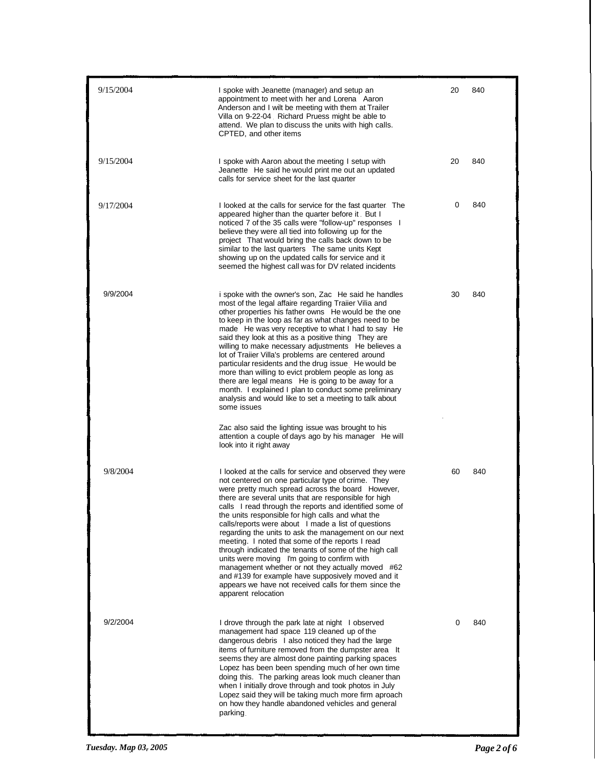| Date | Description | | |
|---|---|---|---|
| 9/15/2004 | I spoke with Jeanette (manager) and setup an appointment to meet with her and Lorena Aaron Anderson and I wilt be meeting with them at Trailer Villa on 9-22-04. Richard Pruess might be able to attend. We plan to discuss the units with high calls. CPTED, and other items | 20 | 840 |
| 9/15/2004 | I spoke with Aaron about the meeting I setup with Jeanette He said he would print me out an updated calls for service sheet for the last quarter | 20 | 840 |
| 9/17/2004 | I looked at the calls for service for the fast quarter. The appeared higher than the quarter before it. But I noticed 7 of the 35 calls were "follow-up" responses I believe they were all tied into following up for the project That would bring the calls back down to be similar to the last quarters The same units Kept showing up on the updated calls for service and it seemed the highest call was for DV related incidents | 0 | 840 |
| 9/9/2004 | i spoke with the owner's son, Zac He said he handles most of the legal affaire regarding Traiier Vilia and other properties his father owns He would be the one to keep in the loop as far as what changes need to be made He was very receptive to what I had to say He said they look at this as a positive thing They are willing to make necessary adjustments He believes a lot of Traiier Villa's problems are centered around particular residents and the drug issue. He would be more than willing to evict problem people as long as there are legal means He is going to be away for a month. I explained I plan to conduct some preliminary analysis and would like to set a meeting to talk about some issues<br><br>Zac also said the lighting issue was brought to his attention a couple of days ago by his manager He will look into it right away | 30 | 840 |
| 9/8/2004 | I looked at the calls for service and observed they were not centered on one particular type of crime. They were pretty much spread across the board However, there are several units that are responsible for high calls I read through the reports and identified some of the units responsible for high calls and what the calls/reports were about I made a list of questions regarding the units to ask the management on our next meeting. I noted that some of the reports I read through indicated the tenants of some of the high call units were moving I'm going to confirm with management whether or not they actually moved #62 and #139 for example have supposively moved and it appears we have not received calls for them since the apparent relocation | 60 | 840 |
| 9/2/2004 | I drove through the park late at night I observed management had space 119 cleaned up of the dangerous debris I also noticed they had the large items of furniture removed from the dumpster area It seems they are almost done painting parking spaces Lopez has been been spending much of her own time doing this. The parking areas look much cleaner than when I initially drove through and took photos in July Lopez said they will be taking much more firm aproach on how they handle abandoned vehicles and general parking. | 0 | 840 |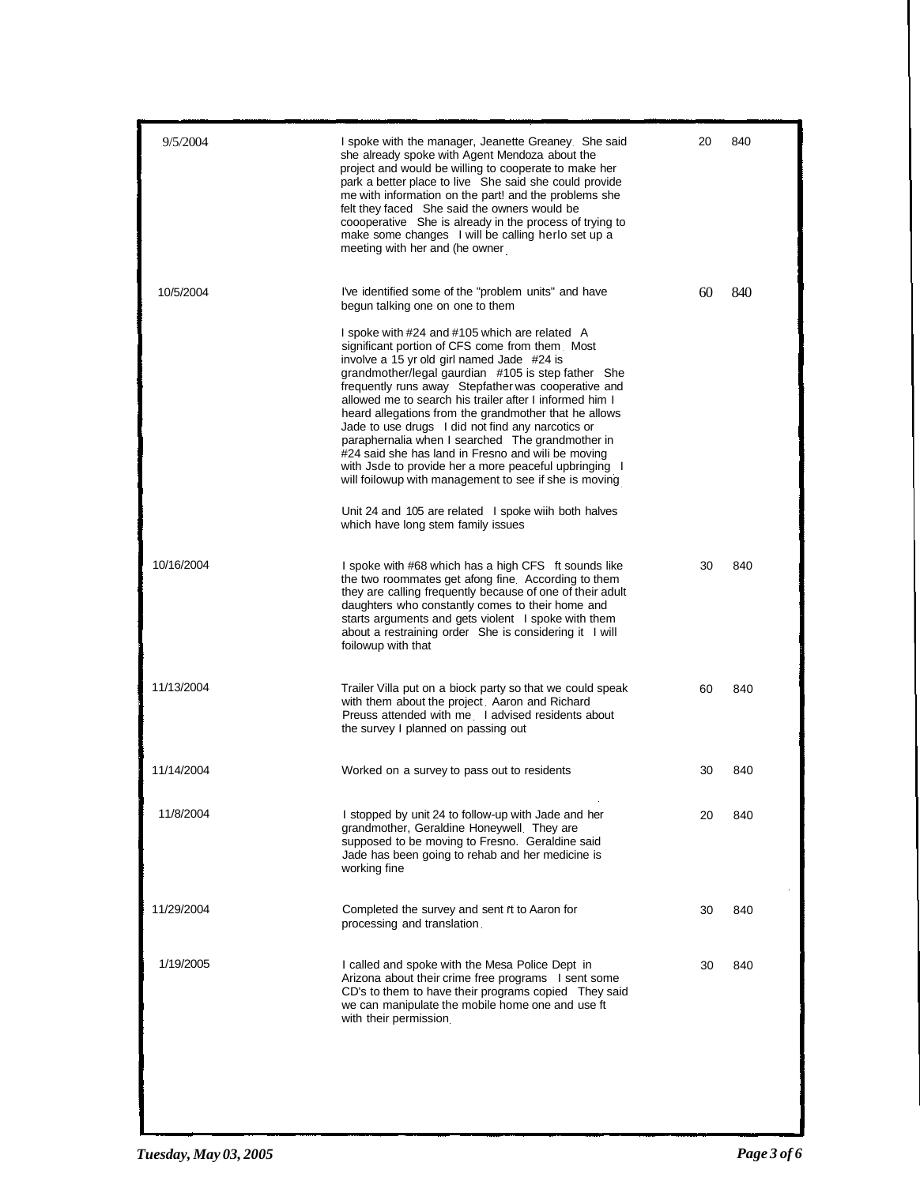| | | | |
|---|---|---|---|
| 9/5/2004 | I spoke with the manager, Jeanette Greaney. She said she already spoke with Agent Mendoza about the project and would be willing to cooperate to make her park a better place to live She said she could provide me with information on the part! and the problems she felt they faced She said the owners would be coooperative She is already in the process of trying to make some changes I will be calling herlo set up a meeting with her and (he owner. | 20 | 840 |
| 10/5/2004 | I've identified some of the "problem units" and have begun talking one on one to them<br><br>I spoke with #24 and #105 which are related A significant portion of CFS come from them. Most involve a 15 yr old girl named Jade #24 is grandmother/legal gaurdian #105 is step father She frequently runs away Stepfather was cooperative and allowed me to search his trailer after I informed him I heard allegations from the grandmother that he allows Jade to use drugs I did not find any narcotics or paraphernalia when I searched The grandmother in #24 said she has land in Fresno and wili be moving with Jsde to provide her a more peaceful upbringing I will foilowup with management to see if she is moving.<br><br>Unit 24 and 105 are related I spoke wiih both halves which have long stem family issues | 60 | 840 |
| 10/16/2004 | I spoke with #68 which has a high CFS ft sounds like the two roommates get afong fine. According to them they are calling frequently because of one of their adult daughters who constantly comes to their home and starts arguments and gets violent I spoke with them about a restraining order She is considering it I will foilowup with that | 30 | 840 |
| 11/13/2004 | Trailer Villa put on a biock party so that we could speak with them about the project. Aaron and Richard Preuss attended with me. I advised residents about the survey I planned on passing out | 60 | 840 |
| 11/14/2004 | Worked on a survey to pass out to residents | 30 | 840 |
| 11/8/2004 | I stopped by unit 24 to follow-up with Jade and her grandmother, Geraldine Honeywell. They are supposed to be moving to Fresno. Geraldine said Jade has been going to rehab and her medicine is working fine | 20 | 840 |
| 11/29/2004 | Completed the survey and sent ft to Aaron for processing and translation. | 30 | 840 |
| 1/19/2005 | I called and spoke with the Mesa Police Dept in Arizona about their crime free programs I sent some CD's to them to have their programs copied They said we can manipulate the mobile home one and use ft with their permission. | 30 | 840 |

*Tuesday, May 03, 2005*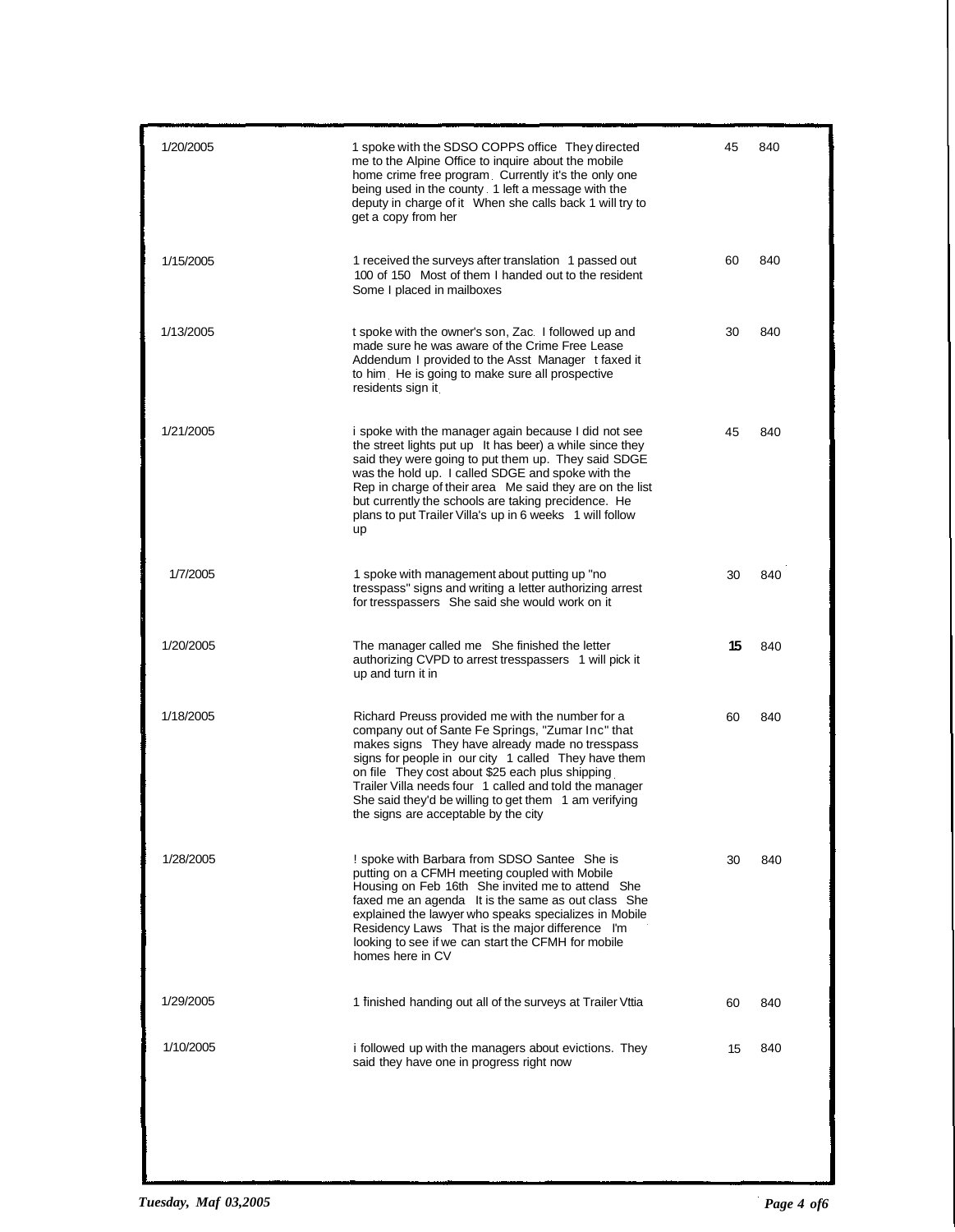| | | | |
|---|---|---|---|
| 1/20/2005 | 1 spoke with the SDSO COPPS office They directed me to the Alpine Office to inquire about the mobile home crime free program. Currently it's the only one being used in the county. 1 left a message with the deputy in charge of it When she calls back 1 will try to get a copy from her | 45 | 840 |
| 1/15/2005 | 1 received the surveys after translation 1 passed out 100 of 150 Most of them I handed out to the resident Some I placed in mailboxes | 60 | 840 |
| 1/13/2005 | t spoke with the owner's son, Zac. I followed up and made sure he was aware of the Crime Free Lease Addendum I provided to the Asst Manager t faxed it to him. He is going to make sure all prospective residents sign it. | 30 | 840 |
| 1/21/2005 | i spoke with the manager again because I did not see the street lights put up It has beer) a while since they said they were going to put them up. They said SDGE was the hold up. I called SDGE and spoke with the Rep in charge of their area Me said they are on the list but currently the schools are taking precidence. He plans to put Trailer Villa's up in 6 weeks 1 will follow up | 45 | 840 |
| 1/7/2005 | 1 spoke with management about putting up "no tresspass" signs and writing a letter authorizing arrest for tresspassers She said she would work on it | 30 | 840 |
| 1/20/2005 | The manager called me She finished the letter authorizing CVPD to arrest tresspassers 1 will pick it up and turn it in | **15** | 840 |
| 1/18/2005 | Richard Preuss provided me with the number for a company out of Sante Fe Springs, "Zumar Inc" that makes signs They have already made no tresspass signs for people in our city 1 called They have them on file They cost about $25 each plus shipping. Trailer Villa needs four 1 called and told the manager She said they'd be willing to get them 1 am verifying the signs are acceptable by the city | 60 | 840 |
| 1/28/2005 | ! spoke with Barbara from SDSO Santee She is putting on a CFMH meeting coupled with Mobile Housing on Feb 16th She invited me to attend She faxed me an agenda It is the same as out class She explained the lawyer who speaks specializes in Mobile Residency Laws That is the major difference I'm looking to see if we can start the CFMH for mobile homes here in CV | 30 | 840 |
| 1/29/2005 | 1 finished handing out all of the surveys at Trailer Vttia | 60 | 840 |
| 1/10/2005 | i followed up with the managers about evictions. They said they have one in progress right now | 15 | 840 |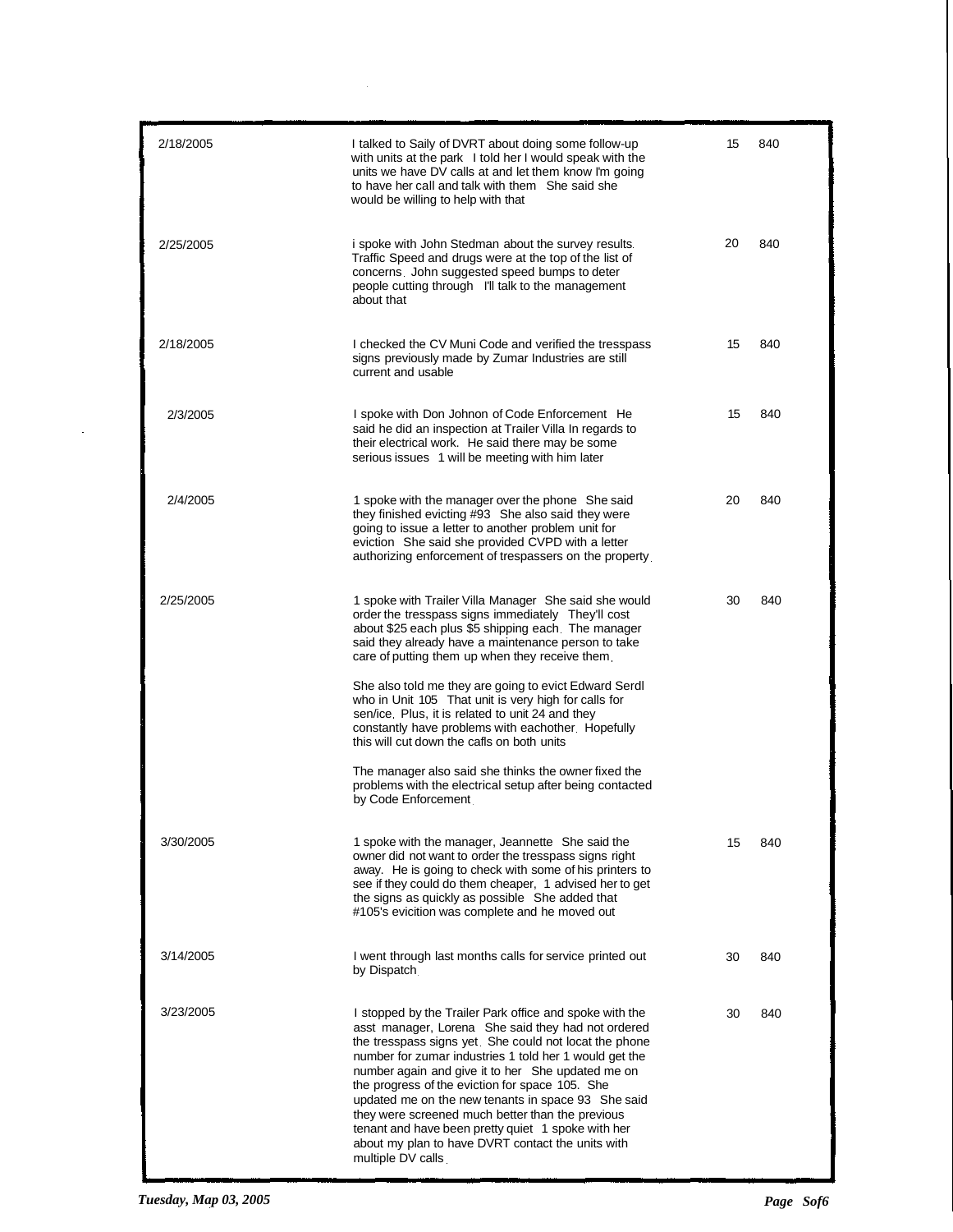| | | | |
|---|---|---|---|
| 2/18/2005 | I talked to Saily of DVRT about doing some follow-up with units at the park I told her I would speak with the units we have DV calls at and let them know I'm going to have her call and talk with them She said she would be willing to help with that | 15 | 840 |
| 2/25/2005 | i spoke with John Stedman about the survey results. Traffic Speed and drugs were at the top of the list of concerns. John suggested speed bumps to deter people cutting through I'll talk to the management about that | 20 | 840 |
| 2/18/2005 | I checked the CV Muni Code and verified the tresspass signs previously made by Zumar Industries are still current and usable | 15 | 840 |
| 2/3/2005 | I spoke with Don Johnon of Code Enforcement He said he did an inspection at Trailer Villa In regards to their electrical work. He said there may be some serious issues 1 will be meeting with him later | 15 | 840 |
| 2/4/2005 | 1 spoke with the manager over the phone She said they finished evicting #93 She also said they were going to issue a letter to another problem unit for eviction She said she provided CVPD with a letter authorizing enforcement of trespassers on the property. | 20 | 840 |
| 2/25/2005 | 1 spoke with Trailer Villa Manager She said she would order the tresspass signs immediately They'll cost about $25 each plus $5 shipping each. The manager said they already have a maintenance person to take care of putting them up when they receive them.<br><br>She also told me they are going to evict Edward Serdl who in Unit 105 That unit is very high for calls for sen/ice. Plus, it is related to unit 24 and they constantly have problems with eachother. Hopefully this will cut down the cafls on both units<br><br>The manager also said she thinks the owner fixed the problems with the electrical setup after being contacted by Code Enforcement. | 30 | 840 |
| 3/30/2005 | 1 spoke with the manager, Jeannette She said the owner did not want to order the tresspass signs right away. He is going to check with some of his printers to see if they could do them cheaper, 1 advised her to get the signs as quickly as possible She added that #105's evicition was complete and he moved out | 15 | 840 |
| 3/14/2005 | I went through last months calls for service printed out by Dispatch. | 30 | 840 |
| 3/23/2005 | I stopped by the Trailer Park office and spoke with the asst manager, Lorena She said they had not ordered the tresspass signs yet. She could not locat the phone number for zumar industries 1 told her 1 would get the number again and give it to her She updated me on the progress of the eviction for space 105. She updated me on the new tenants in space 93 She said they were screened much better than the previous tenant and have been pretty quiet 1 spoke with her about my plan to have DVRT contact the units with multiple DV calls. | 30 | 840 |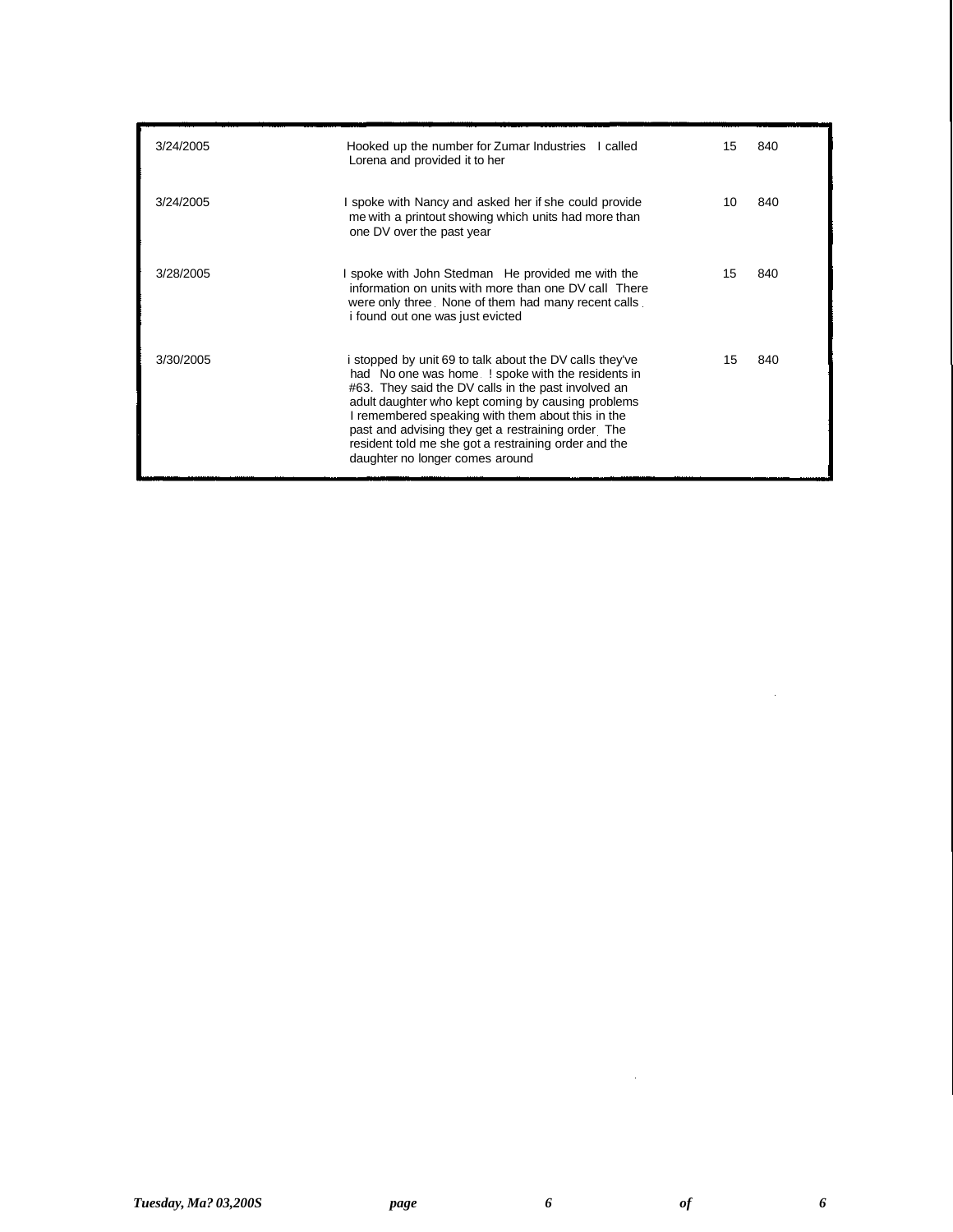| | | | |
|---|---|---|---|
| 3/24/2005 | Hooked up the number for Zumar Industries I called Lorena and provided it to her | 15 | 840 |
| 3/24/2005 | I spoke with Nancy and asked her if she could provide me with a printout showing which units had more than one DV over the past year | 10 | 840 |
| 3/28/2005 | I spoke with John Stedman He provided me with the information on units with more than one DV call There were only three. None of them had many recent calls. i found out one was just evicted | 15 | 840 |
| 3/30/2005 | i stopped by unit 69 to talk about the DV calls they've had No one was home. ! spoke with the residents in #63. They said the DV calls in the past involved an adult daughter who kept coming by causing problems I remembered speaking with them about this in the past and advising they get a restraining order. The resident told me she got a restraining order and the daughter no longer comes around | 15 | 840 |